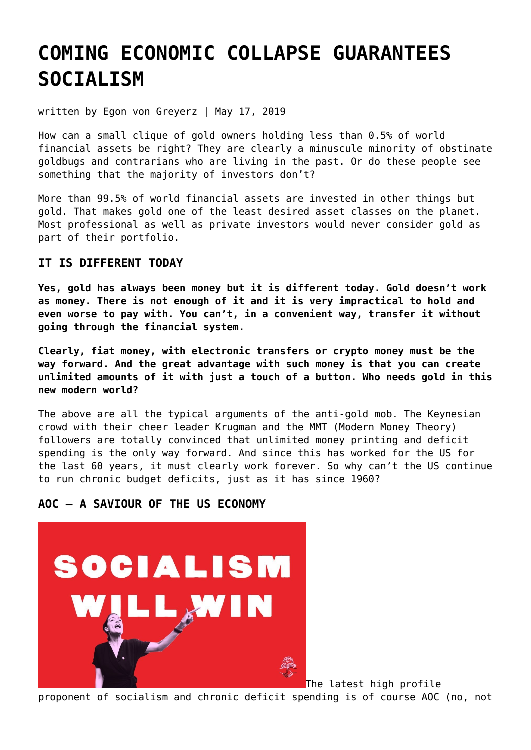# COMING ECONOMIC COLLAPSE GUARANTEES SOCIALISM

written by Egon von Greyerz | May 17, 2019

How can a small clique of gold owners holding less than 0.5% of world financial assets be right? They are clearly a minuscule minority of obstinate goldbugs and contrarians who are living in the past. Or do these people see something that the majority of investors don't?

More than 99.5% of world financial assets are invested in other things but gold. That makes gold one of the least desired asset classes on the planet. Most professional as well as private investors would never consider gold as part of their portfolio.

### IT IS DIFFERENT TODAY

**Yes, gold has always been money but it is different today. Gold doesn't work as money. There is not enough of it and it is very impractical to hold and even worse to pay with. You can't, in a convenient way, transfer it without going through the financial system.**

**Clearly, fiat money, with electronic transfers or crypto money must be the way forward. And the great advantage with such money is that you can create unlimited amounts of it with just a touch of a button. Who needs gold in this new modern world?**

The above are all the typical arguments of the anti-gold mob. The Keynesian crowd with their cheer leader Krugman and the MMT (Modern Money Theory) followers are totally convinced that unlimited money printing and deficit spending is the only way forward. And since this has worked for the US for the last 60 years, it must clearly work forever. So why can't the US continue to run chronic budget deficits, just as it has since 1960?

### AOC – A SAVIOUR OF THE US ECONOMY

The latest high profile proponent of socialism and chronic deficit spending is of course AOC (no, not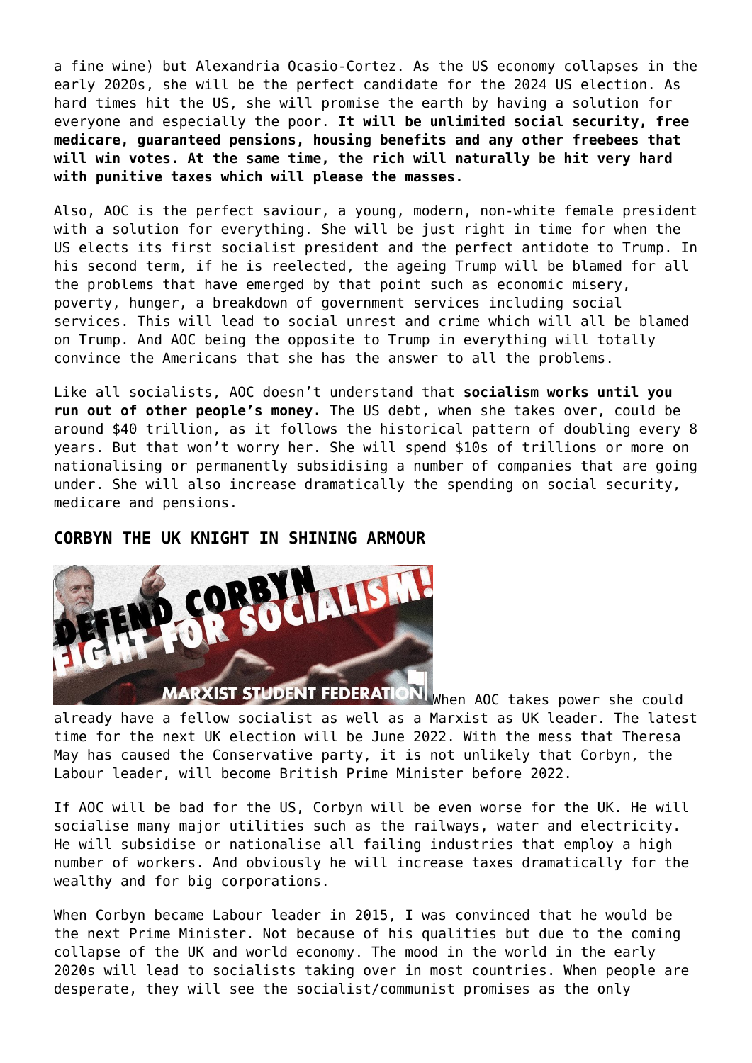a fine wine) but Alexandria Ocasio-Cortez. As the US economy collapses in the early 2020s, she will be the perfect candidate for the 2024 US election. As hard times hit the US, she will promise the earth by having a solution for everyone and especially the poor. **It will be unlimited social security, free medicare, guaranteed pensions, housing benefits and any other freebees that will win votes. At the same time, the rich will naturally be hit very hard with punitive taxes which will please the masses.**

Also, AOC is the perfect saviour, a young, modern, non-white female president with a solution for everything. She will be just right in time for when the US elects its first socialist president and the perfect antidote to Trump. In his second term, if he is reelected, the ageing Trump will be blamed for all the problems that have emerged by that point such as economic misery, poverty, hunger, a breakdown of government services including social services. This will lead to social unrest and crime which will all be blamed on Trump. And AOC being the opposite to Trump in everything will totally convince the Americans that she has the answer to all the problems.

Like all socialists, AOC doesn't understand that **socialism works until you run out of other people's money.** The US debt, when she takes over, could be around $40 trillion, as it follows the historical pattern of doubling every 8 years. But that won't worry her. She will spend $10s of trillions or more on nationalising or permanently subsidising a number of companies that are going under. She will also increase dramatically the spending on social security, medicare and pensions.

## CORBYN THE UK KNIGHT IN SHINING ARMOUR

When AOC takes power she could already have a fellow socialist as well as a Marxist as UK leader. The latest time for the next UK election will be June 2022. With the mess that Theresa May has caused the Conservative party, it is not unlikely that Corbyn, the Labour leader, will become British Prime Minister before 2022.

If AOC will be bad for the US, Corbyn will be even worse for the UK. He will socialise many major utilities such as the railways, water and electricity. He will subsidise or nationalise all failing industries that employ a high number of workers. And obviously he will increase taxes dramatically for the wealthy and for big corporations.

When Corbyn became Labour leader in 2015, I was convinced that he would be the next Prime Minister. Not because of his qualities but due to the coming collapse of the UK and world economy. The mood in the world in the early 2020s will lead to socialists taking over in most countries. When people are desperate, they will see the socialist/communist promises as the only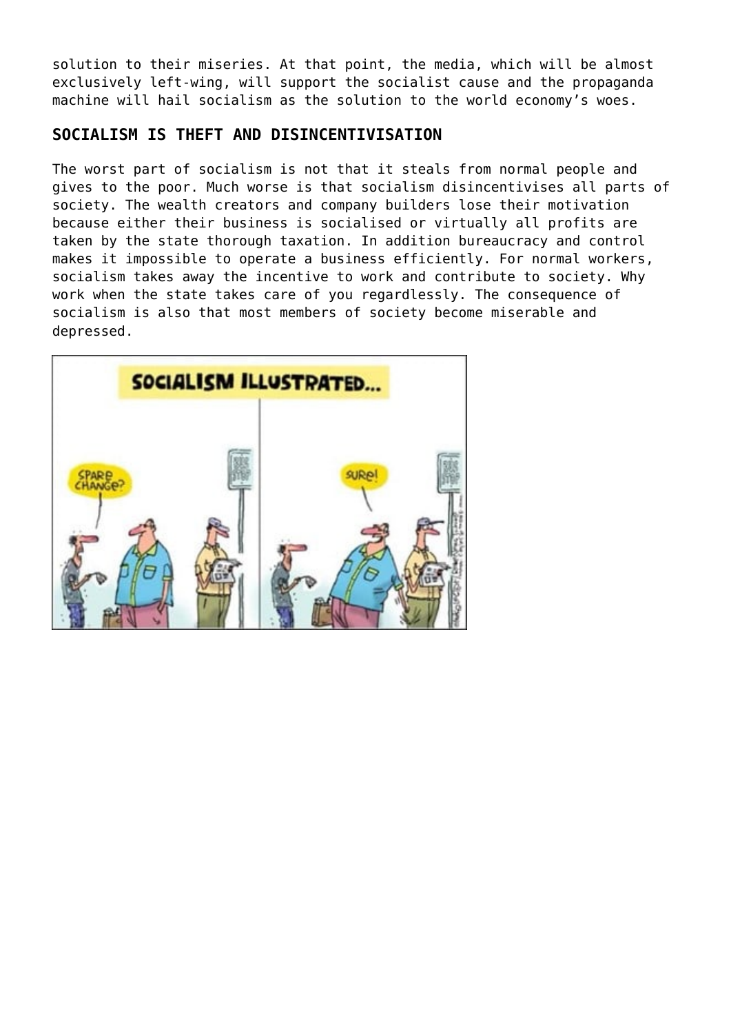solution to their miseries. At that point, the media, which will be almost exclusively left-wing, will support the socialist cause and the propaganda machine will hail socialism as the solution to the world economy's woes.

## SOCIALISM IS THEFT AND DISINCENTIVISATION

The worst part of socialism is not that it steals from normal people and gives to the poor. Much worse is that socialism disincentivises all parts of society. The wealth creators and company builders lose their motivation because either their business is socialised or virtually all profits are taken by the state thorough taxation. In addition bureaucracy and control makes it impossible to operate a business efficiently. For normal workers, socialism takes away the incentive to work and contribute to society. Why work when the state takes care of you regardlessly. The consequence of socialism is also that most members of society become miserable and depressed.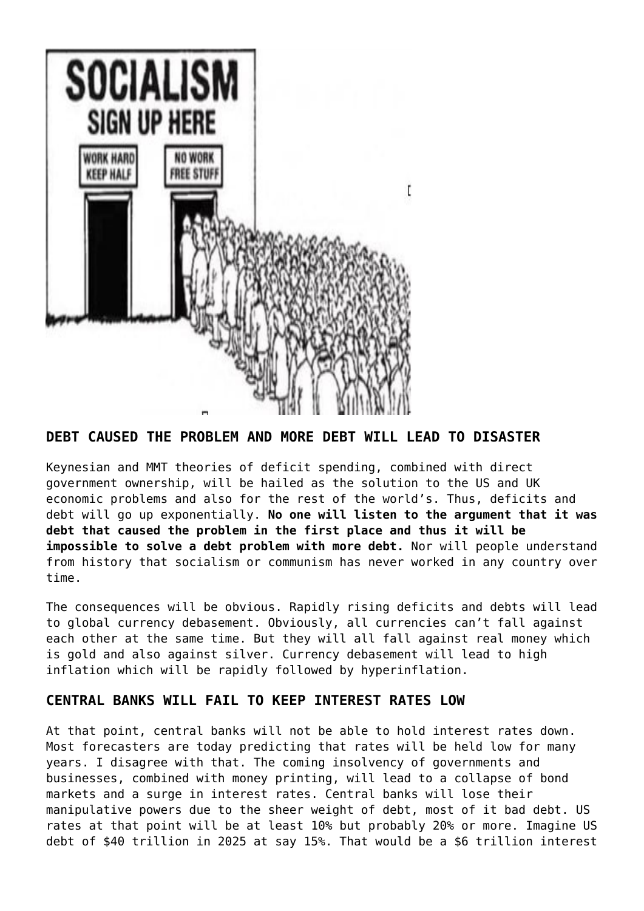## DEBT CAUSED THE PROBLEM AND MORE DEBT WILL LEAD TO DISASTER

Keynesian and MMT theories of deficit spending, combined with direct government ownership, will be hailed as the solution to the US and UK economic problems and also for the rest of the world's. Thus, deficits and debt will go up exponentially. **No one will listen to the argument that it was debt that caused the problem in the first place and thus it will be impossible to solve a debt problem with more debt.** Nor will people understand from history that socialism or communism has never worked in any country over time.

The consequences will be obvious. Rapidly rising deficits and debts will lead to global currency debasement. Obviously, all currencies can't fall against each other at the same time. But they will all fall against real money which is gold and also against silver. Currency debasement will lead to high inflation which will be rapidly followed by hyperinflation.

## CENTRAL BANKS WILL FAIL TO KEEP INTEREST RATES LOW

At that point, central banks will not be able to hold interest rates down. Most forecasters are today predicting that rates will be held low for many years. I disagree with that. The coming insolvency of governments and businesses, combined with money printing, will lead to a collapse of bond markets and a surge in interest rates. Central banks will lose their manipulative powers due to the sheer weight of debt, most of it bad debt. US rates at that point will be at least 10% but probably 20% or more. Imagine US debt of $40 trillion in 2025 at say 15%. That would be a $6 trillion interest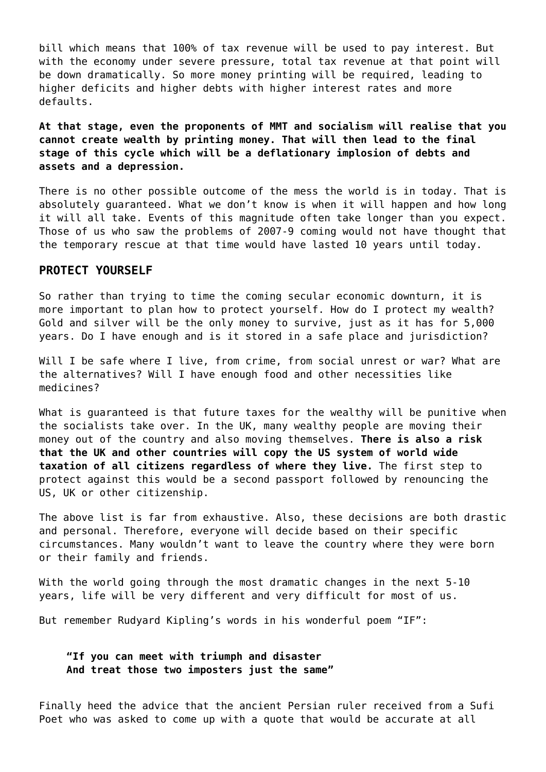bill which means that 100% of tax revenue will be used to pay interest. But with the economy under severe pressure, total tax revenue at that point will be down dramatically. So more money printing will be required, leading to higher deficits and higher debts with higher interest rates and more defaults.

**At that stage, even the proponents of MMT and socialism will realise that you cannot create wealth by printing money. That will then lead to the final stage of this cycle which will be a deflationary implosion of debts and assets and a depression.**

There is no other possible outcome of the mess the world is in today. That is absolutely guaranteed. What we don't know is when it will happen and how long it will all take. Events of this magnitude often take longer than you expect. Those of us who saw the problems of 2007-9 coming would not have thought that the temporary rescue at that time would have lasted 10 years until today.

## PROTECT YOURSELF

So rather than trying to time the coming secular economic downturn, it is more important to plan how to protect yourself. How do I protect my wealth? Gold and silver will be the only money to survive, just as it has for 5,000 years. Do I have enough and is it stored in a safe place and jurisdiction?

Will I be safe where I live, from crime, from social unrest or war? What are the alternatives? Will I have enough food and other necessities like medicines?

What is guaranteed is that future taxes for the wealthy will be punitive when the socialists take over. In the UK, many wealthy people are moving their money out of the country and also moving themselves. **There is also a risk that the UK and other countries will copy the US system of world wide taxation of all citizens regardless of where they live.** The first step to protect against this would be a second passport followed by renouncing the US, UK or other citizenship.

The above list is far from exhaustive. Also, these decisions are both drastic and personal. Therefore, everyone will decide based on their specific circumstances. Many wouldn't want to leave the country where they were born or their family and friends.

With the world going through the most dramatic changes in the next 5-10 years, life will be very different and very difficult for most of us.

But remember Rudyard Kipling's words in his wonderful poem "IF":

> **"If you can meet with triumph and disaster**
> **And treat those two imposters just the same"**

Finally heed the advice that the ancient Persian ruler received from a Sufi Poet who was asked to come up with a quote that would be accurate at all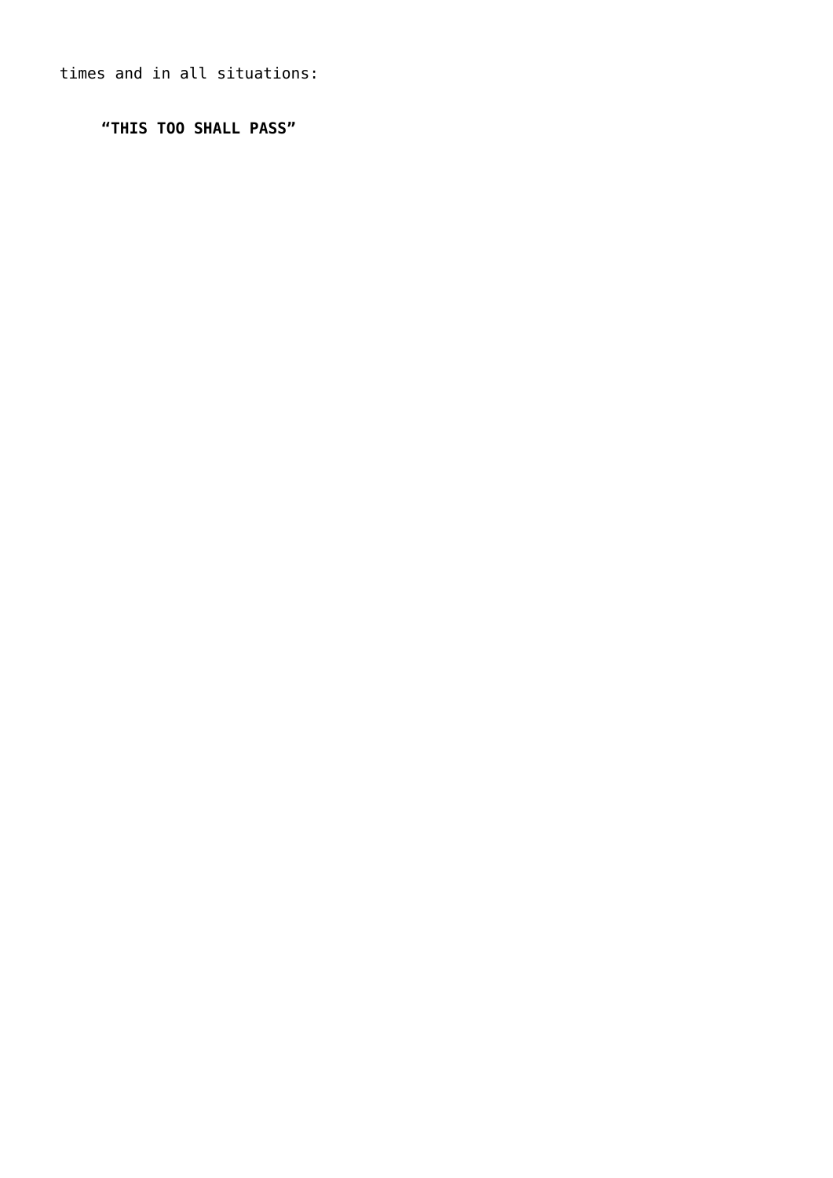times and in all situations:

**“THIS TOO SHALL PASS”**